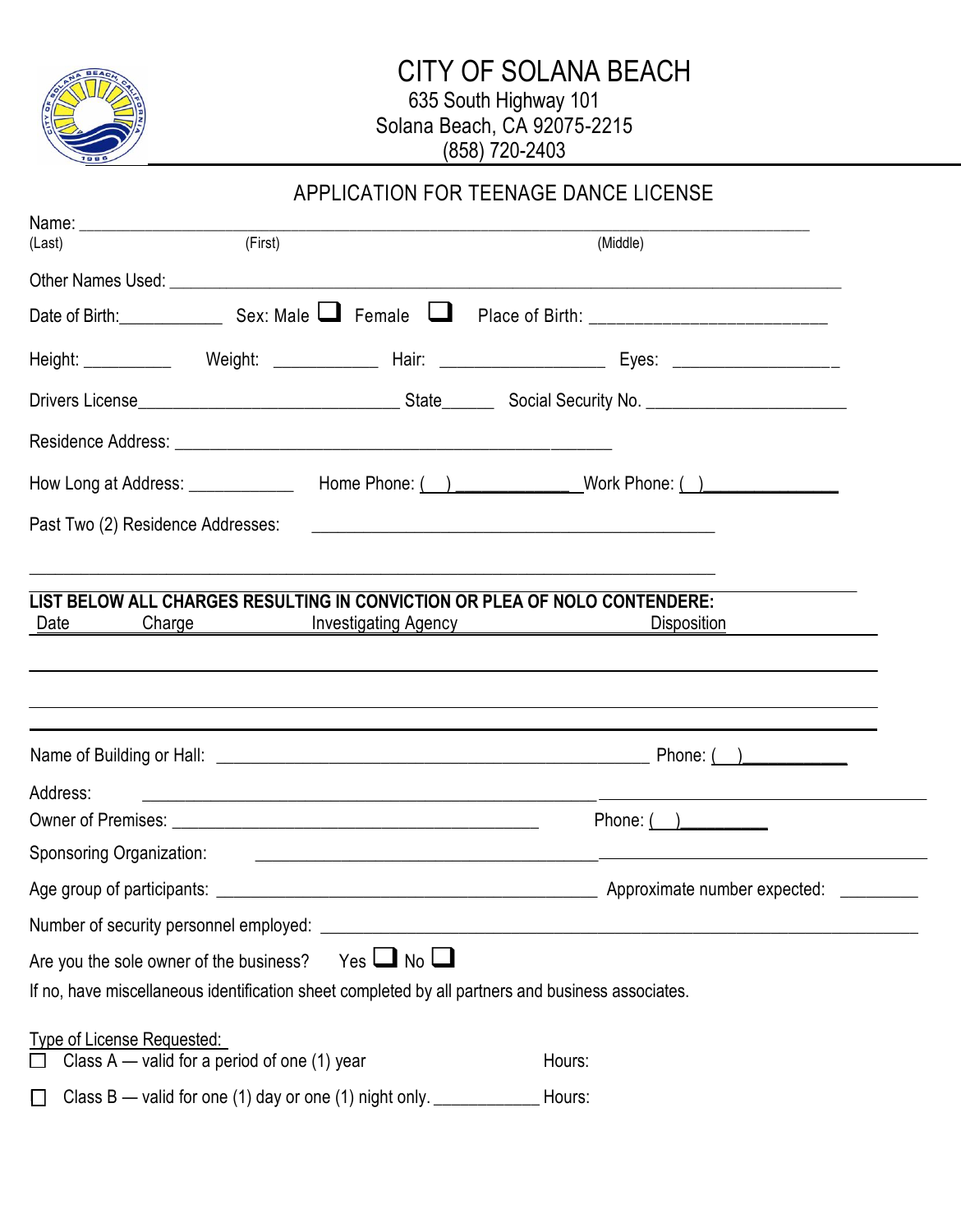# CITY OF SOLANA BEACH

635 South Highway 101
Solana Beach, CA 92075-2215
(858) 720-2403

## APPLICATION FOR TEENAGE DANCE LICENSE

Name: ______________________________________________________________________________
(Last) (First) (Middle)

Other Names Used: ______________________________________________________________________

Date of Birth:___________ Sex: Male ☐ Female ☐ Place of Birth: _________________________

Height: __________ Weight: ___________ Hair: _________________ Eyes: _________________

Drivers License_____________________________ State______ Social Security No. _____________________

Residence Address: ______________________________________________

How Long at Address: ___________ Home Phone: ( ) _____________ Work Phone: ( ) _______________

Past Two (2) Residence Addresses: ___________________________________________

______________________________________________________________________________

**LIST BELOW ALL CHARGES RESULTING IN CONVICTION OR PLEA OF NOLO CONTENDERE:**

| Date | Charge | Investigating Agency | Disposition |
|---|---|---|---|
| | | | |
| | | | |
| | | | |

Name of Building or Hall: ______________________________________________ Phone: ( ) ___________

Address: ______________________________________________________________

Owner of Premises: ________________________________________ Phone: ( ) _________

Sponsoring Organization: ____________________________________________________

Age group of participants: __________________________________________ Approximate number expected: ________

Number of security personnel employed: _________________________________________________________

Are you the sole owner of the business? Yes ☐ No ☐

If no, have miscellaneous identification sheet completed by all partners and business associates.

Type of License Requested:

☐ Class A — valid for a period of one (1) year Hours:

☐ Class B — valid for one (1) day or one (1) night only. ___________ Hours: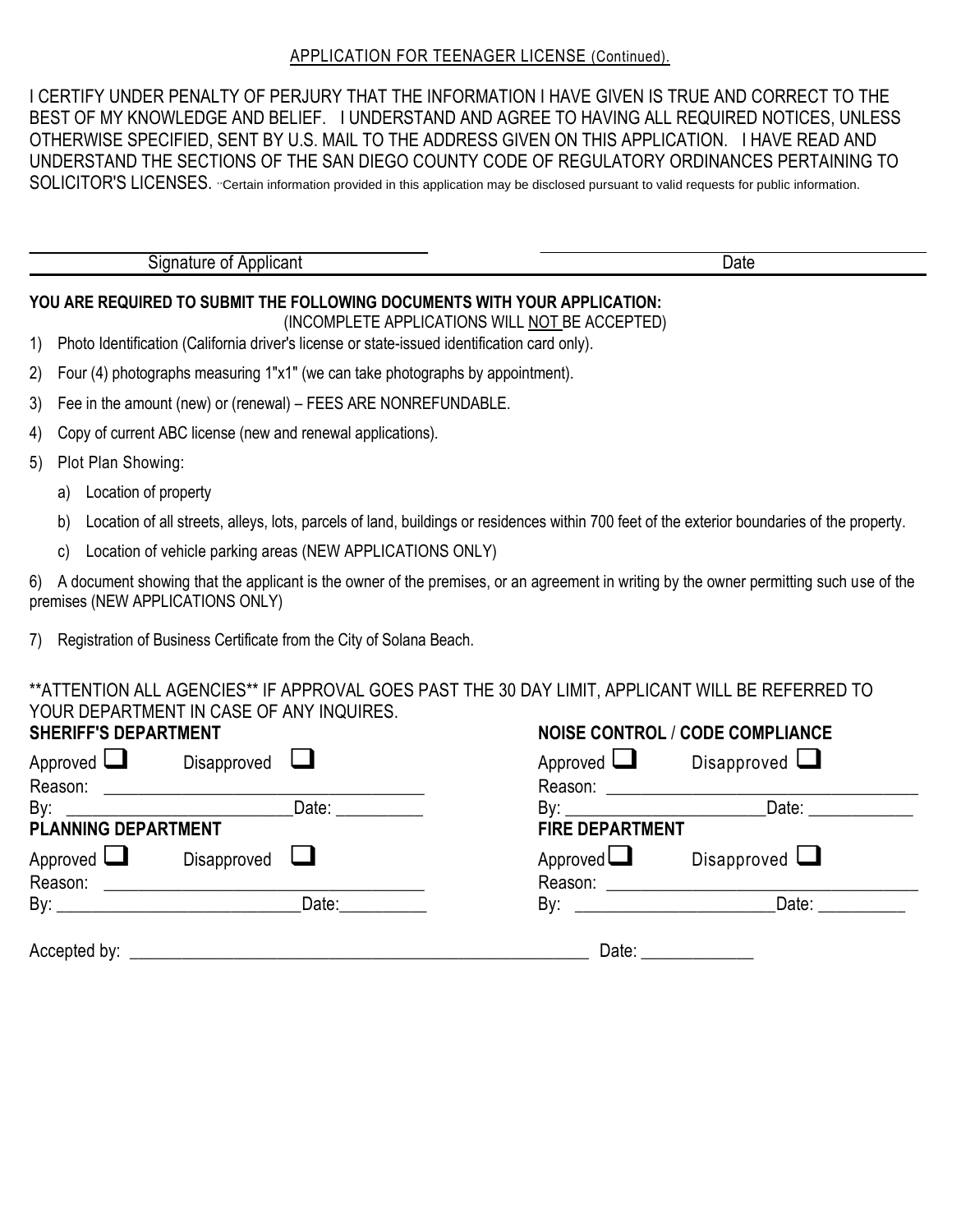APPLICATION FOR TEENAGER LICENSE (Continued).

I CERTIFY UNDER PENALTY OF PERJURY THAT THE INFORMATION I HAVE GIVEN IS TRUE AND CORRECT TO THE BEST OF MY KNOWLEDGE AND BELIEF. I UNDERSTAND AND AGREE TO HAVING ALL REQUIRED NOTICES, UNLESS OTHERWISE SPECIFIED, SENT BY U.S. MAIL TO THE ADDRESS GIVEN ON THIS APPLICATION. I HAVE READ AND UNDERSTAND THE SECTIONS OF THE SAN DIEGO COUNTY CODE OF REGULATORY ORDINANCES PERTAINING TO SOLICITOR'S LICENSES. **Certain information provided in this application may be disclosed pursuant to valid requests for public information.

| Signature of Applicant | Date |
|---|---|

**YOU ARE REQUIRED TO SUBMIT THE FOLLOWING DOCUMENTS WITH YOUR APPLICATION:**
(INCOMPLETE APPLICATIONS WILL NOT BE ACCEPTED)

1) Photo Identification (California driver's license or state-issued identification card only).
2) Four (4) photographs measuring 1"x1" (we can take photographs by appointment).
3) Fee in the amount (new) or (renewal) – FEES ARE NONREFUNDABLE.
4) Copy of current ABC license (new and renewal applications).
5) Plot Plan Showing:
   a) Location of property
   b) Location of all streets, alleys, lots, parcels of land, buildings or residences within 700 feet of the exterior boundaries of the property.
   c) Location of vehicle parking areas (NEW APPLICATIONS ONLY)
6) A document showing that the applicant is the owner of the premises, or an agreement in writing by the owner permitting such use of the premises (NEW APPLICATIONS ONLY)
7) Registration of Business Certificate from the City of Solana Beach.

**ATTENTION ALL AGENCIES** IF APPROVAL GOES PAST THE 30 DAY LIMIT, APPLICANT WILL BE REFERRED TO YOUR DEPARTMENT IN CASE OF ANY INQUIRES.

**SHERIFF'S DEPARTMENT**

Approved ☐ Disapproved ☐

Reason: ______________________________

By: ______________________ Date: __________

**NOISE CONTROL / CODE COMPLIANCE**

Approved ☐ Disapproved ☐

Reason: ______________________________

By: ______________________ Date: __________

**PLANNING DEPARTMENT**

Approved ☐ Disapproved ☐

Reason: ______________________________

By: ______________________ Date: __________

**FIRE DEPARTMENT**

Approved ☐ Disapproved ☐

Reason: ______________________________

By: ______________________ Date: __________

Accepted by: ______________________________ Date: __________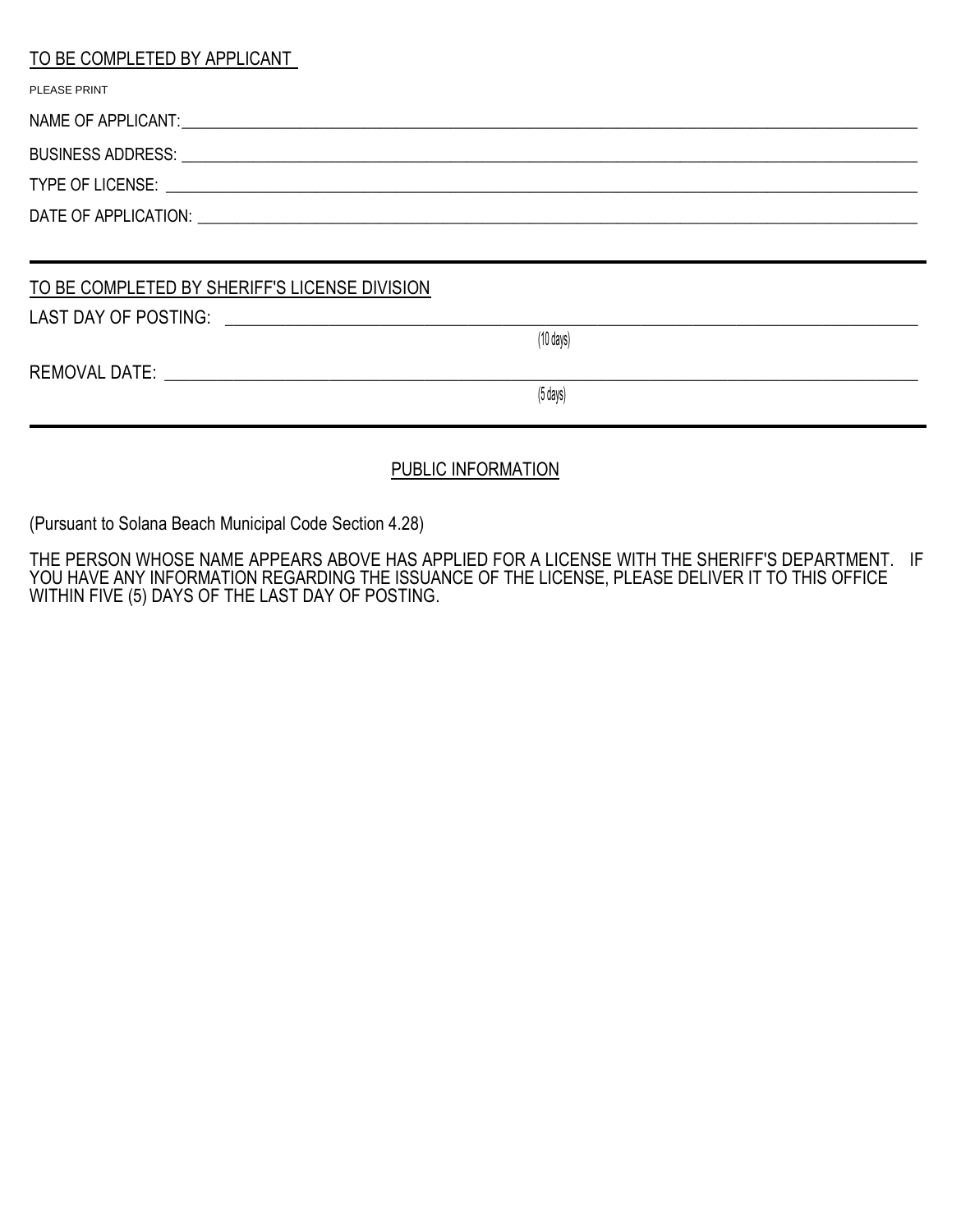TO BE COMPLETED BY APPLICANT

PLEASE PRINT

NAME OF APPLICANT: ______________________________________________

BUSINESS ADDRESS: ______________________________________________

TYPE OF LICENSE: ______________________________________________

DATE OF APPLICATION: ______________________________________________

---

TO BE COMPLETED BY SHERIFF'S LICENSE DIVISION

LAST DAY OF POSTING: ______________________________________________
(10 days)

REMOVAL DATE: ______________________________________________
(5 days)

---

## PUBLIC INFORMATION

(Pursuant to Solana Beach Municipal Code Section 4.28)

THE PERSON WHOSE NAME APPEARS ABOVE HAS APPLIED FOR A LICENSE WITH THE SHERIFF'S DEPARTMENT. IF YOU HAVE ANY INFORMATION REGARDING THE ISSUANCE OF THE LICENSE, PLEASE DELIVER IT TO THIS OFFICE WITHIN FIVE (5) DAYS OF THE LAST DAY OF POSTING.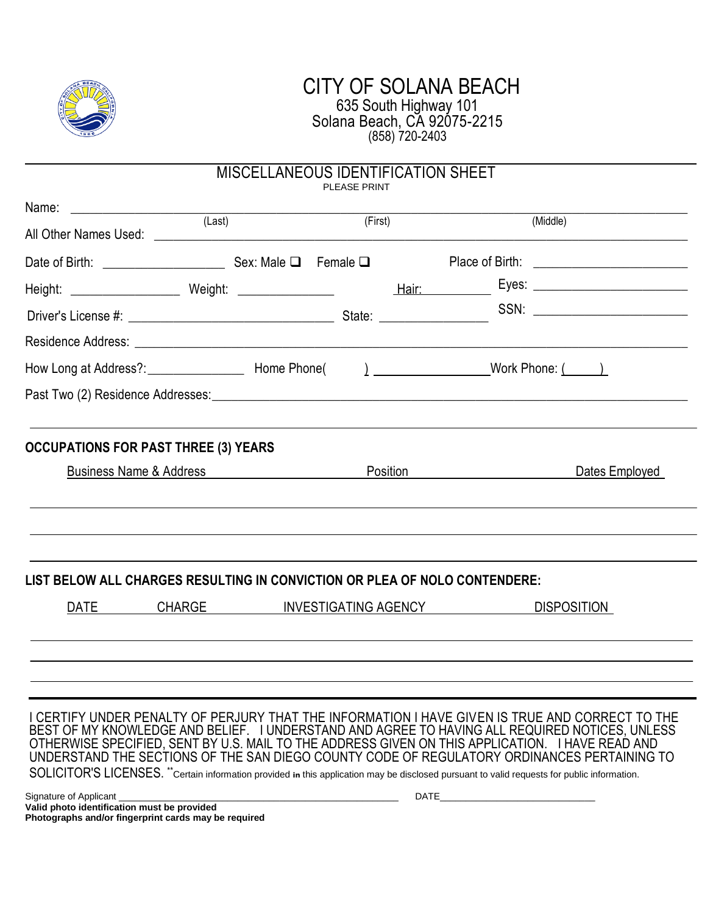# CITY OF SOLANA BEACH

635 South Highway 101
Solana Beach, CA 92075-2215
(858) 720-2403

## MISCELLANEOUS IDENTIFICATION SHEET

PLEASE PRINT

Name: ______________________________________________________________
(Last) (First) (Middle)

All Other Names Used: ______________________________________________________________

Date of Birth: __________________ Sex: Male ☐ Female ☐ Place of Birth: ______________________

Height: ________________ Weight: ______________ Hair: ___________ Eyes: ______________________

Driver's License #: ______________________________ State: ________________ SSN: ______________________

Residence Address: ______________________________________________________________

How Long at Address?: ______________ Home Phone( ) ________________ Work Phone: ( )

Past Two (2) Residence Addresses: ______________________________________________________________

______________________________________________________________

**OCCUPATIONS FOR PAST THREE (3) YEARS**

| Business Name & Address | Position | Dates Employed |
|---|---|---|
| | | |
| | | |
| | | |

**LIST BELOW ALL CHARGES RESULTING IN CONVICTION OR PLEA OF NOLO CONTENDERE:**

| DATE | CHARGE | INVESTIGATING AGENCY | DISPOSITION |
|---|---|---|---|
| | | | |
| | | | |
| | | | |

I CERTIFY UNDER PENALTY OF PERJURY THAT THE INFORMATION I HAVE GIVEN IS TRUE AND CORRECT TO THE BEST OF MY KNOWLEDGE AND BELIEF. I UNDERSTAND AND AGREE TO HAVING ALL REQUIRED NOTICES, UNLESS OTHERWISE SPECIFIED, SENT BY U.S. MAIL TO THE ADDRESS GIVEN ON THIS APPLICATION. I HAVE READ AND UNDERSTAND THE SECTIONS OF THE SAN DIEGO COUNTY CODE OF REGULATORY ORDINANCES PERTAINING TO SOLICITOR'S LICENSES. **Certain information provided in this application may be disclosed pursuant to valid requests for public information.

Signature of Applicant ____________________________________________ DATE__________________________

**Valid photo identification must be provided**
**Photographs and/or fingerprint cards may be required**